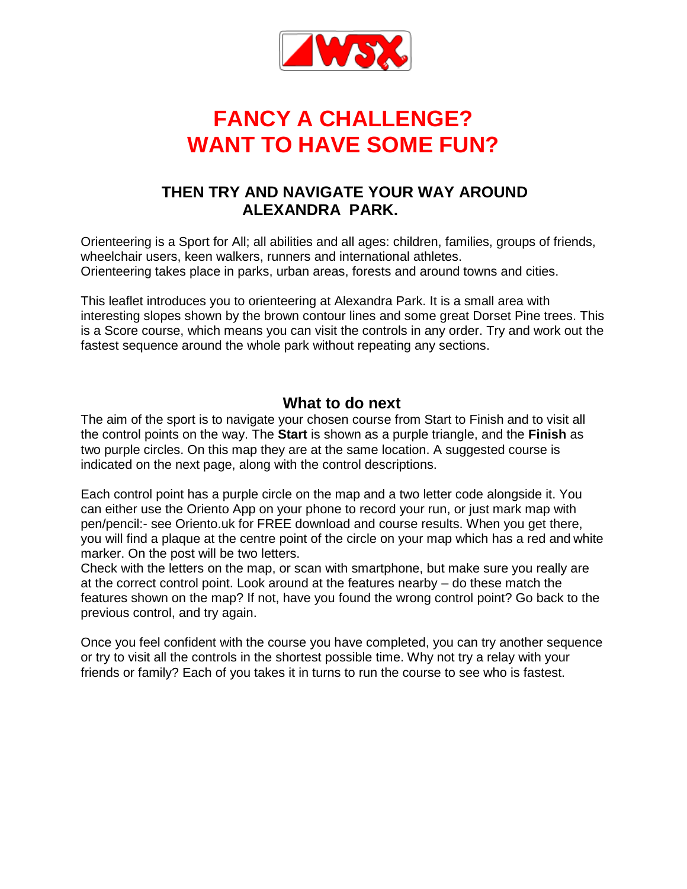# FANCY A CHALLENGE?
# WANT TO HAVE SOME FUN?

## THEN TRY AND NAVIGATE YOUR WAY AROUND ALEXANDRA PARK.

Orienteering is a Sport for All; all abilities and all ages: children, families, groups of friends, wheelchair users, keen walkers, runners and international athletes.
Orienteering takes place in parks, urban areas, forests and around towns and cities.

This leaflet introduces you to orienteering at Alexandra Park. It is a small area with interesting slopes shown by the brown contour lines and some great Dorset Pine trees. This is a Score course, which means you can visit the controls in any order. Try and work out the fastest sequence around the whole park without repeating any sections.

## What to do next

The aim of the sport is to navigate your chosen course from Start to Finish and to visit all the control points on the way. The **Start** is shown as a purple triangle, and the **Finish** as two purple circles. On this map they are at the same location. A suggested course is indicated on the next page, along with the control descriptions.

Each control point has a purple circle on the map and a two letter code alongside it. You can either use the Oriento App on your phone to record your run, or just mark map with pen/pencil:- see Oriento.uk for FREE download and course results. When you get there, you will find a plaque at the centre point of the circle on your map which has a red and white marker. On the post will be two letters.
Check with the letters on the map, or scan with smartphone, but make sure you really are at the correct control point. Look around at the features nearby – do these match the features shown on the map? If not, have you found the wrong control point? Go back to the previous control, and try again.

Once you feel confident with the course you have completed, you can try another sequence or try to visit all the controls in the shortest possible time. Why not try a relay with your friends or family? Each of you takes it in turns to run the course to see who is fastest.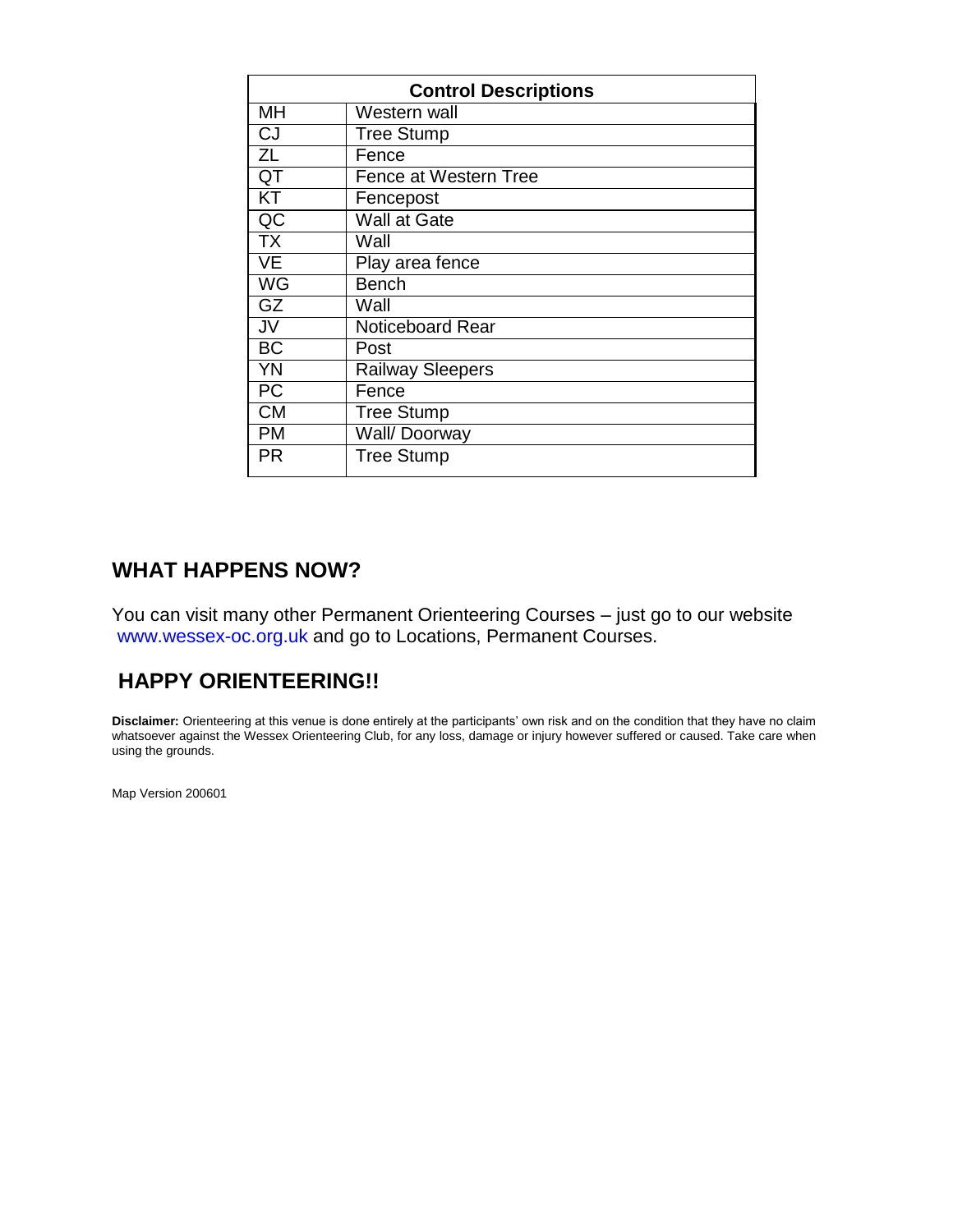| Control Descriptions | |
|---|---|
| MH | Western wall |
| CJ | Tree Stump |
| ZL | Fence |
| QT | Fence at Western Tree |
| KT | Fencepost |
| QC | Wall at Gate |
| TX | Wall |
| VE | Play area fence |
| WG | Bench |
| GZ | Wall |
| JV | Noticeboard Rear |
| BC | Post |
| YN | Railway Sleepers |
| PC | Fence |
| CM | Tree Stump |
| PM | Wall/ Doorway |
| PR | Tree Stump |

## WHAT HAPPENS NOW?

You can visit many other Permanent Orienteering Courses – just go to our website www.wessex-oc.org.uk and go to Locations, Permanent Courses.

## HAPPY ORIENTEERING!!

**Disclaimer:** Orienteering at this venue is done entirely at the participants' own risk and on the condition that they have no claim whatsoever against the Wessex Orienteering Club, for any loss, damage or injury however suffered or caused. Take care when using the grounds.

Map Version 200601